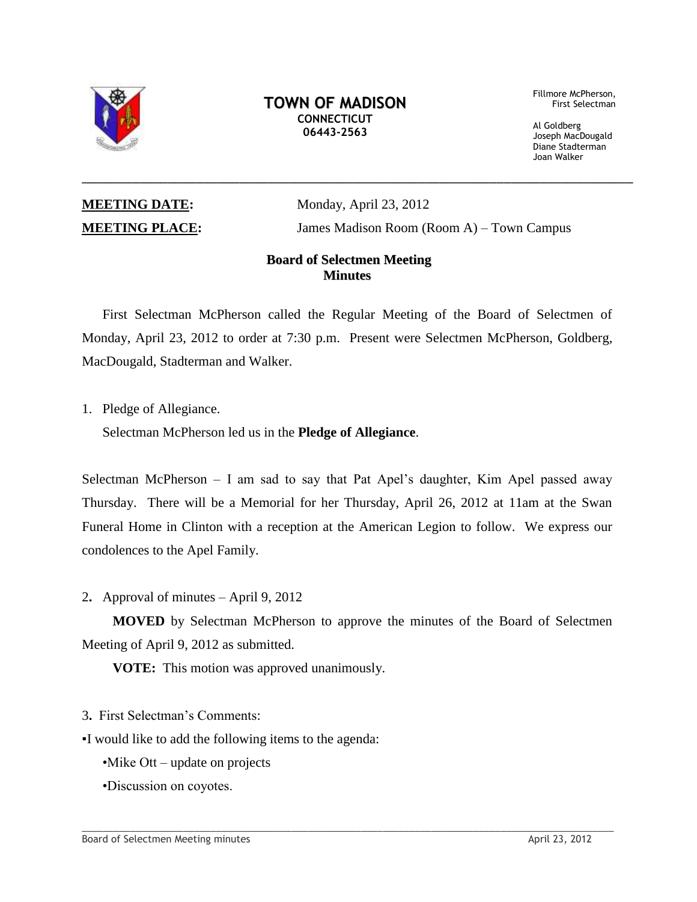# TOWN OF MADISON

**CONNECTICUT**
**06443-2563**

Fillmore McPherson,
First Selectman

Al Goldberg
Joseph MacDougald
Diane Stadterman
Joan Walker

---

**MEETING DATE:** Monday, April 23, 2012

**MEETING PLACE:** James Madison Room (Room A) – Town Campus

## Board of Selectmen Meeting
## Minutes

First Selectman McPherson called the Regular Meeting of the Board of Selectmen of Monday, April 23, 2012 to order at 7:30 p.m. Present were Selectmen McPherson, Goldberg, MacDougald, Stadterman and Walker.

1. Pledge of Allegiance.

   Selectman McPherson led us in the **Pledge of Allegiance**.

Selectman McPherson – I am sad to say that Pat Apel's daughter, Kim Apel passed away Thursday. There will be a Memorial for her Thursday, April 26, 2012 at 11am at the Swan Funeral Home in Clinton with a reception at the American Legion to follow. We express our condolences to the Apel Family.

2. Approval of minutes – April 9, 2012

   **MOVED** by Selectman McPherson to approve the minutes of the Board of Selectmen Meeting of April 9, 2012 as submitted.

   **VOTE:** This motion was approved unanimously.

3. First Selectman's Comments:

▪I would like to add the following items to the agenda:

- Mike Ott – update on projects
- Discussion on coyotes.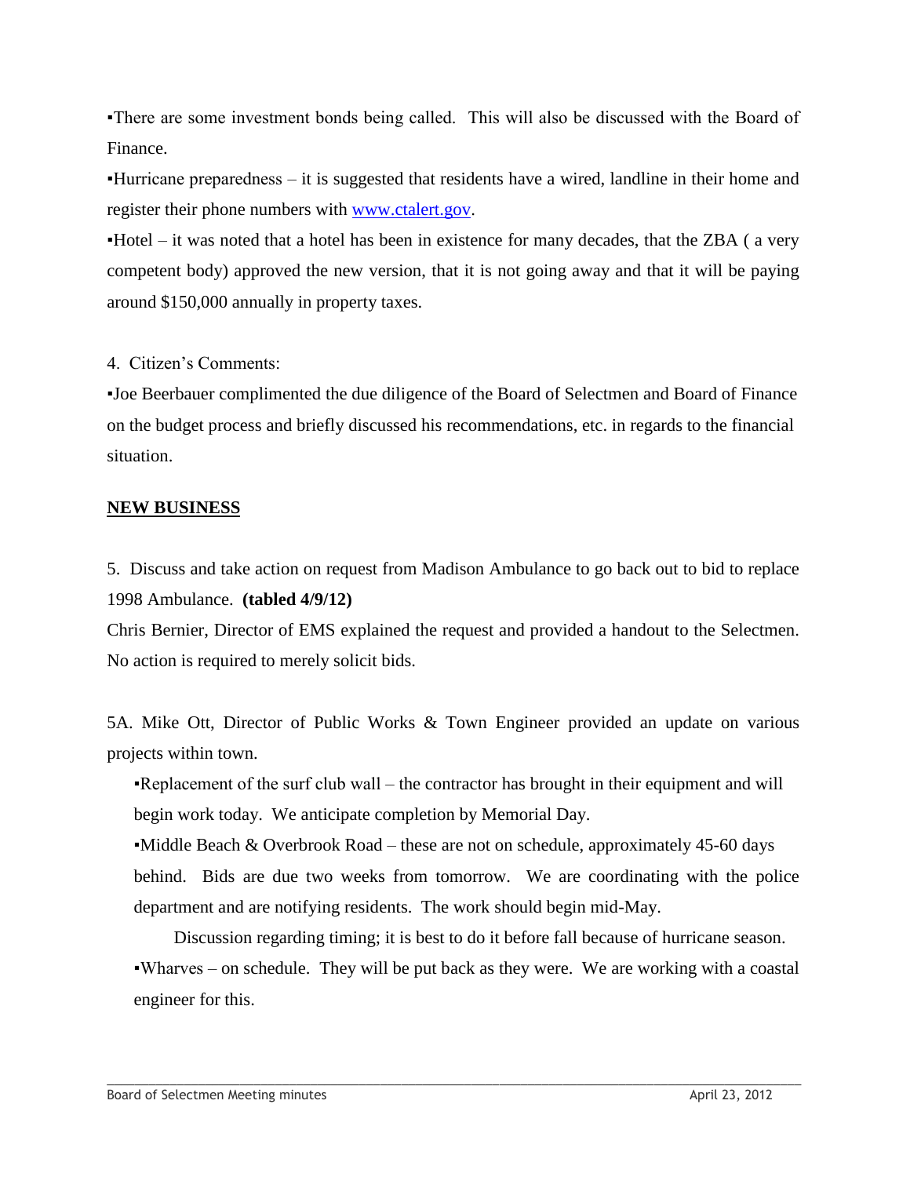▪There are some investment bonds being called. This will also be discussed with the Board of Finance.

▪Hurricane preparedness – it is suggested that residents have a wired, landline in their home and register their phone numbers with [www.ctalert.gov](www.ctalert.gov).

▪Hotel – it was noted that a hotel has been in existence for many decades, that the ZBA ( a very competent body) approved the new version, that it is not going away and that it will be paying around $150,000 annually in property taxes.

4. Citizen's Comments:

▪Joe Beerbauer complimented the due diligence of the Board of Selectmen and Board of Finance on the budget process and briefly discussed his recommendations, etc. in regards to the financial situation.

## NEW BUSINESS

5. Discuss and take action on request from Madison Ambulance to go back out to bid to replace 1998 Ambulance. **(tabled 4/9/12)**

Chris Bernier, Director of EMS explained the request and provided a handout to the Selectmen. No action is required to merely solicit bids.

5A. Mike Ott, Director of Public Works & Town Engineer provided an update on various projects within town.

▪Replacement of the surf club wall – the contractor has brought in their equipment and will begin work today. We anticipate completion by Memorial Day.

▪Middle Beach & Overbrook Road – these are not on schedule, approximately 45-60 days behind. Bids are due two weeks from tomorrow. We are coordinating with the police department and are notifying residents. The work should begin mid-May.

Discussion regarding timing; it is best to do it before fall because of hurricane season.

▪Wharves – on schedule. They will be put back as they were. We are working with a coastal engineer for this.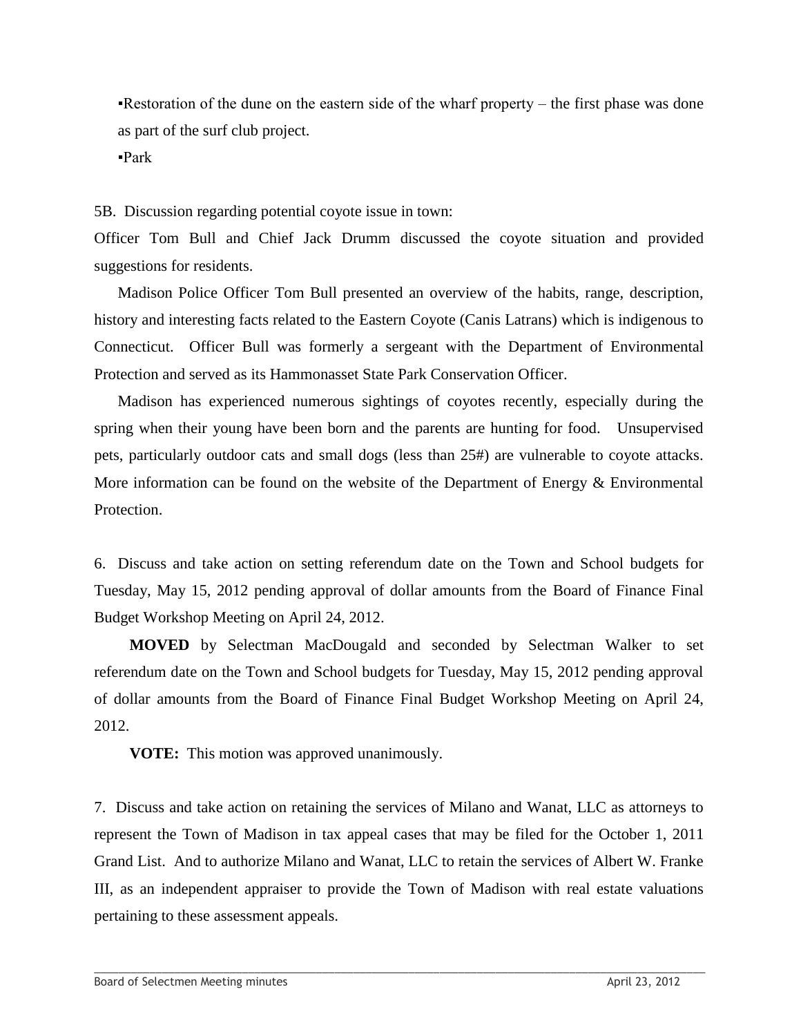▪Restoration of the dune on the eastern side of the wharf property – the first phase was done as part of the surf club project.

▪Park

5B. Discussion regarding potential coyote issue in town:

Officer Tom Bull and Chief Jack Drumm discussed the coyote situation and provided suggestions for residents.

Madison Police Officer Tom Bull presented an overview of the habits, range, description, history and interesting facts related to the Eastern Coyote (Canis Latrans) which is indigenous to Connecticut. Officer Bull was formerly a sergeant with the Department of Environmental Protection and served as its Hammonasset State Park Conservation Officer.

Madison has experienced numerous sightings of coyotes recently, especially during the spring when their young have been born and the parents are hunting for food. Unsupervised pets, particularly outdoor cats and small dogs (less than 25#) are vulnerable to coyote attacks. More information can be found on the website of the Department of Energy & Environmental Protection.

6. Discuss and take action on setting referendum date on the Town and School budgets for Tuesday, May 15, 2012 pending approval of dollar amounts from the Board of Finance Final Budget Workshop Meeting on April 24, 2012.

**MOVED** by Selectman MacDougald and seconded by Selectman Walker to set referendum date on the Town and School budgets for Tuesday, May 15, 2012 pending approval of dollar amounts from the Board of Finance Final Budget Workshop Meeting on April 24, 2012.

**VOTE:** This motion was approved unanimously.

7. Discuss and take action on retaining the services of Milano and Wanat, LLC as attorneys to represent the Town of Madison in tax appeal cases that may be filed for the October 1, 2011 Grand List. And to authorize Milano and Wanat, LLC to retain the services of Albert W. Franke III, as an independent appraiser to provide the Town of Madison with real estate valuations pertaining to these assessment appeals.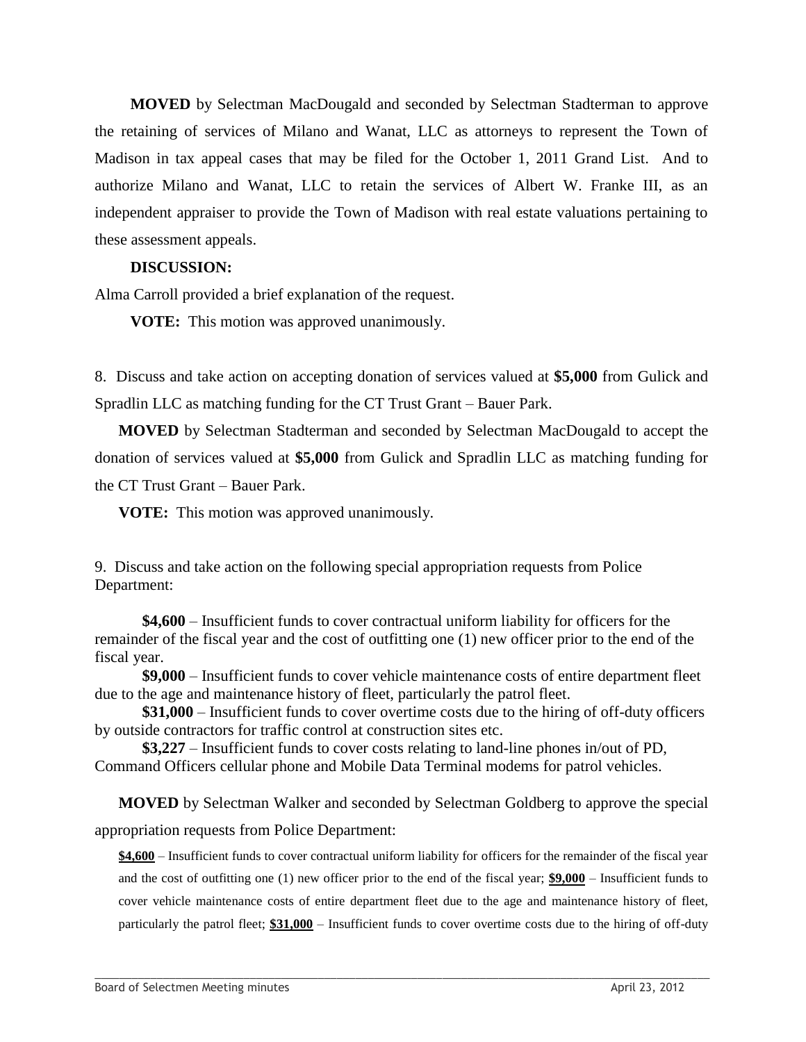**MOVED** by Selectman MacDougald and seconded by Selectman Stadterman to approve the retaining of services of Milano and Wanat, LLC as attorneys to represent the Town of Madison in tax appeal cases that may be filed for the October 1, 2011 Grand List. And to authorize Milano and Wanat, LLC to retain the services of Albert W. Franke III, as an independent appraiser to provide the Town of Madison with real estate valuations pertaining to these assessment appeals.

**DISCUSSION:**

Alma Carroll provided a brief explanation of the request.

**VOTE:** This motion was approved unanimously.

8. Discuss and take action on accepting donation of services valued at **$5,000** from Gulick and Spradlin LLC as matching funding for the CT Trust Grant – Bauer Park.

**MOVED** by Selectman Stadterman and seconded by Selectman MacDougald to accept the donation of services valued at **$5,000** from Gulick and Spradlin LLC as matching funding for the CT Trust Grant – Bauer Park.

**VOTE:** This motion was approved unanimously.

9. Discuss and take action on the following special appropriation requests from Police Department:

**$4,600** – Insufficient funds to cover contractual uniform liability for officers for the remainder of the fiscal year and the cost of outfitting one (1) new officer prior to the end of the fiscal year.

**$9,000** – Insufficient funds to cover vehicle maintenance costs of entire department fleet due to the age and maintenance history of fleet, particularly the patrol fleet.

**$31,000** – Insufficient funds to cover overtime costs due to the hiring of off-duty officers by outside contractors for traffic control at construction sites etc.

**$3,227** – Insufficient funds to cover costs relating to land-line phones in/out of PD, Command Officers cellular phone and Mobile Data Terminal modems for patrol vehicles.

**MOVED** by Selectman Walker and seconded by Selectman Goldberg to approve the special appropriation requests from Police Department:

**$4,600** – Insufficient funds to cover contractual uniform liability for officers for the remainder of the fiscal year and the cost of outfitting one (1) new officer prior to the end of the fiscal year; **$9,000** – Insufficient funds to cover vehicle maintenance costs of entire department fleet due to the age and maintenance history of fleet, particularly the patrol fleet; **$31,000** – Insufficient funds to cover overtime costs due to the hiring of off-duty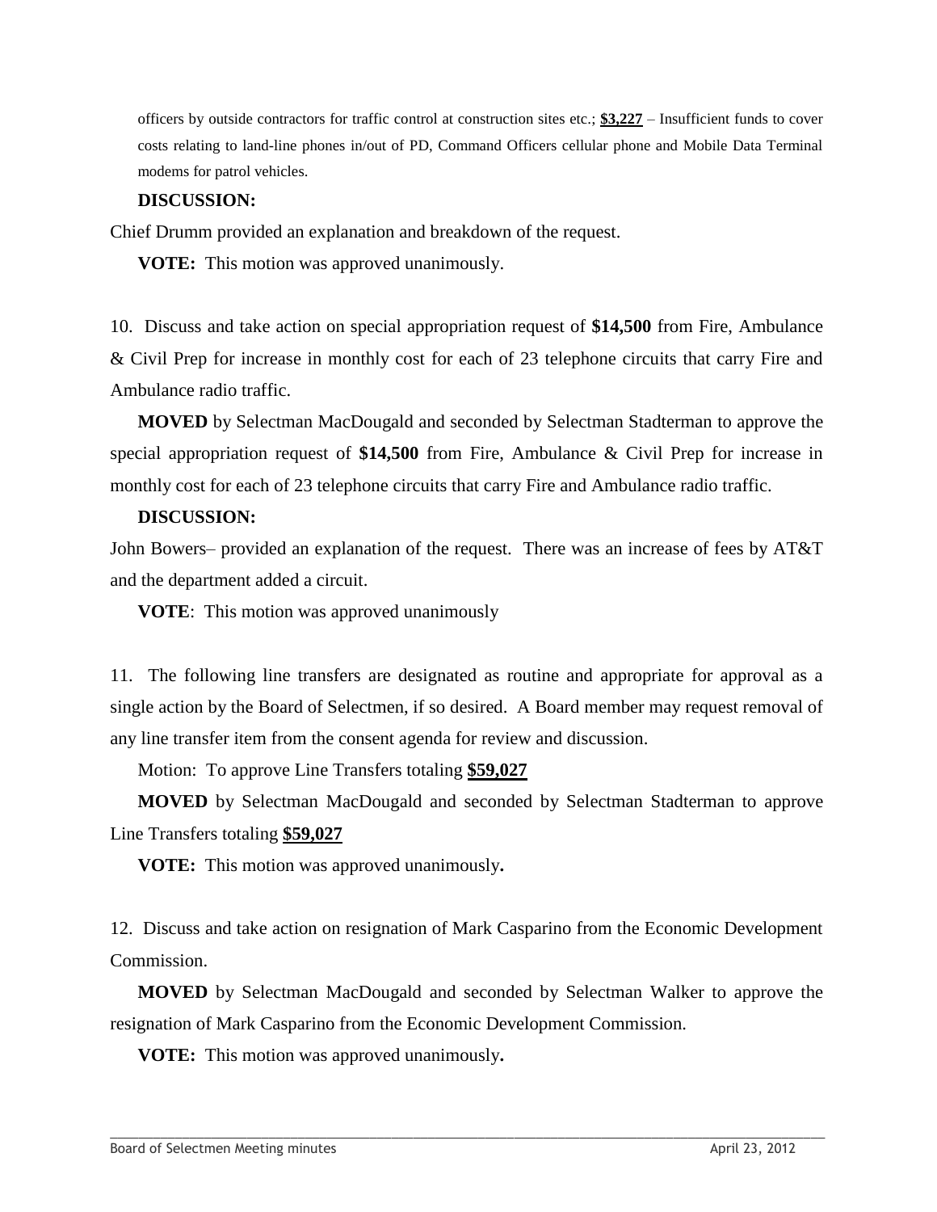officers by outside contractors for traffic control at construction sites etc.; **$3,227** – Insufficient funds to cover costs relating to land-line phones in/out of PD, Command Officers cellular phone and Mobile Data Terminal modems for patrol vehicles.

**DISCUSSION:**

Chief Drumm provided an explanation and breakdown of the request.

**VOTE:** This motion was approved unanimously.

10. Discuss and take action on special appropriation request of **$14,500** from Fire, Ambulance & Civil Prep for increase in monthly cost for each of 23 telephone circuits that carry Fire and Ambulance radio traffic.

**MOVED** by Selectman MacDougald and seconded by Selectman Stadterman to approve the special appropriation request of **$14,500** from Fire, Ambulance & Civil Prep for increase in monthly cost for each of 23 telephone circuits that carry Fire and Ambulance radio traffic.

**DISCUSSION:**

John Bowers– provided an explanation of the request. There was an increase of fees by AT&T and the department added a circuit.

**VOTE**: This motion was approved unanimously

11. The following line transfers are designated as routine and appropriate for approval as a single action by the Board of Selectmen, if so desired. A Board member may request removal of any line transfer item from the consent agenda for review and discussion.

Motion: To approve Line Transfers totaling **$59,027**

**MOVED** by Selectman MacDougald and seconded by Selectman Stadterman to approve Line Transfers totaling **$59,027**

**VOTE:** This motion was approved unanimously**.**

12. Discuss and take action on resignation of Mark Casparino from the Economic Development Commission.

**MOVED** by Selectman MacDougald and seconded by Selectman Walker to approve the resignation of Mark Casparino from the Economic Development Commission.

**VOTE:** This motion was approved unanimously**.**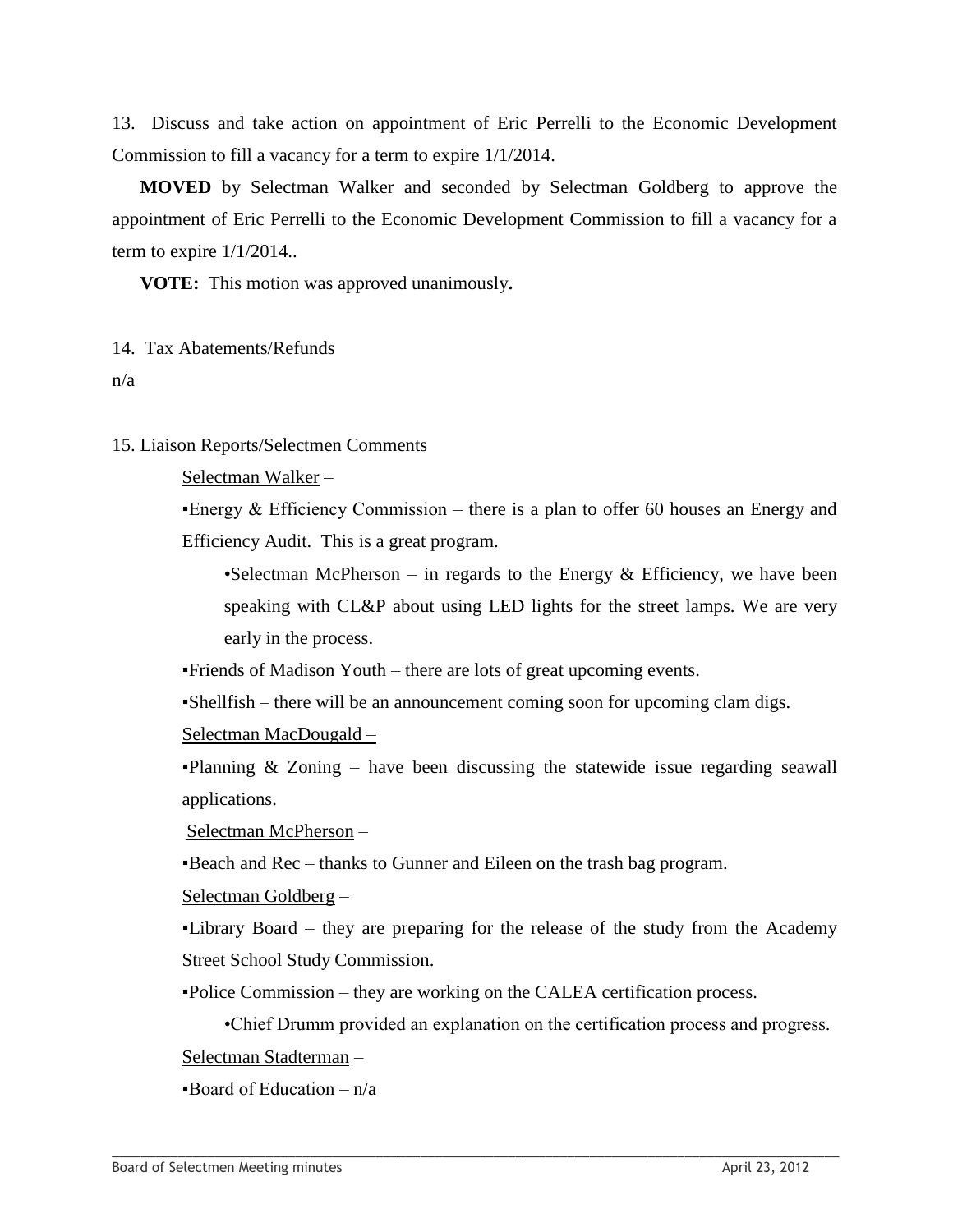13. Discuss and take action on appointment of Eric Perrelli to the Economic Development Commission to fill a vacancy for a term to expire 1/1/2014.

**MOVED** by Selectman Walker and seconded by Selectman Goldberg to approve the appointment of Eric Perrelli to the Economic Development Commission to fill a vacancy for a term to expire 1/1/2014..

**VOTE:** This motion was approved unanimously**.**

14. Tax Abatements/Refunds

n/a

15. Liaison Reports/Selectmen Comments

Selectman Walker –

▪Energy & Efficiency Commission – there is a plan to offer 60 houses an Energy and Efficiency Audit. This is a great program.

•Selectman McPherson – in regards to the Energy & Efficiency, we have been speaking with CL&P about using LED lights for the street lamps. We are very early in the process.

▪Friends of Madison Youth – there are lots of great upcoming events.

▪Shellfish – there will be an announcement coming soon for upcoming clam digs.

Selectman MacDougald –

▪Planning & Zoning – have been discussing the statewide issue regarding seawall applications.

Selectman McPherson –

▪Beach and Rec – thanks to Gunner and Eileen on the trash bag program.

Selectman Goldberg –

▪Library Board – they are preparing for the release of the study from the Academy Street School Study Commission.

▪Police Commission – they are working on the CALEA certification process.

•Chief Drumm provided an explanation on the certification process and progress.

Selectman Stadterman –

▪Board of Education – n/a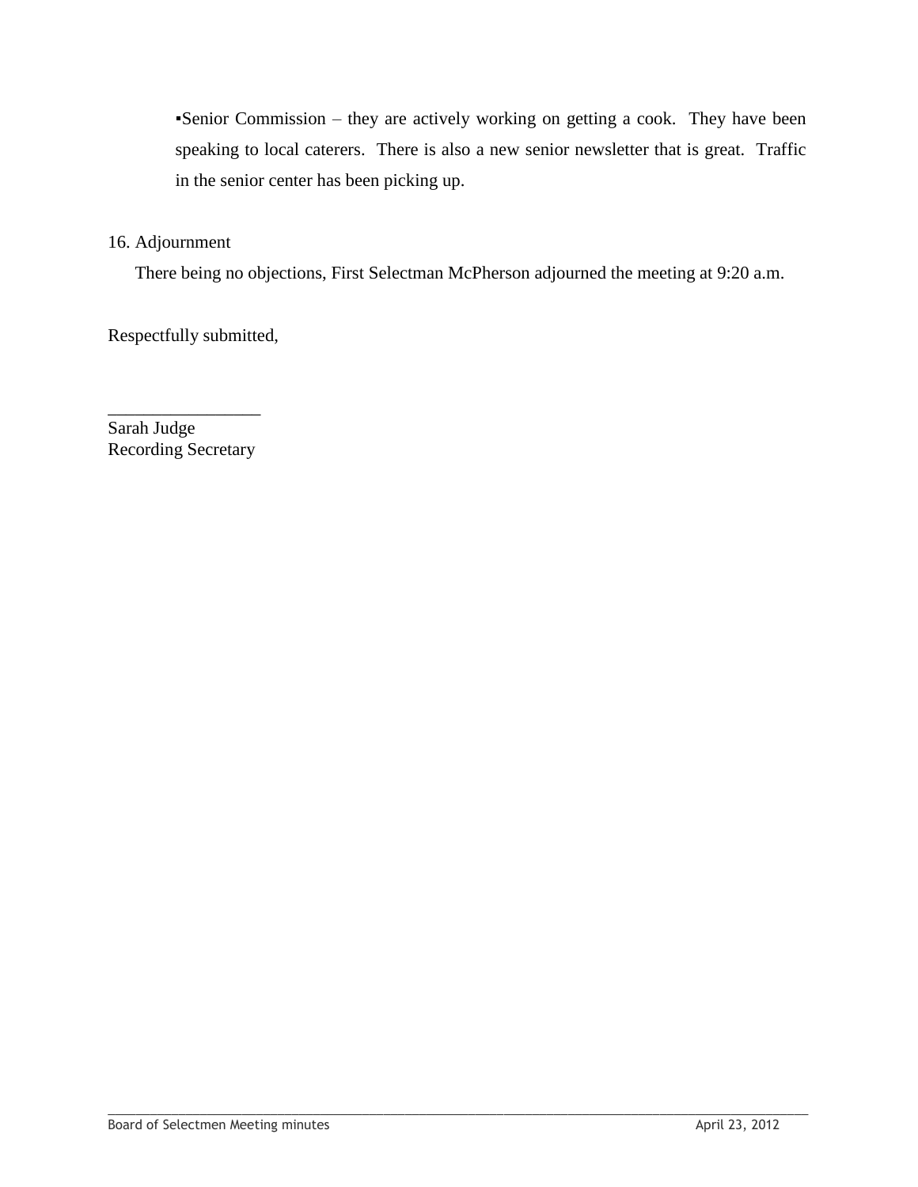▪Senior Commission – they are actively working on getting a cook. They have been speaking to local caterers. There is also a new senior newsletter that is great. Traffic in the senior center has been picking up.

16. Adjournment

There being no objections, First Selectman McPherson adjourned the meeting at 9:20 a.m.

Respectfully submitted,

_________________

Sarah Judge
Recording Secretary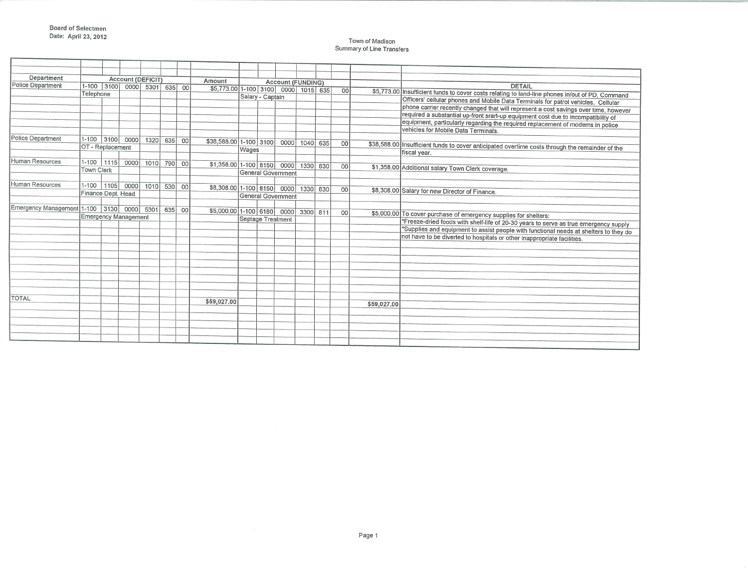Board of Selectmen
Date: April 23, 2012

# Town of Madison
## Summary of Line Transfers

| Department | Account (DEFICIT) | | | | | | Amount | Account (FUNDING) | | | | | | | DETAIL |
|---|---|---|---|---|---|---|---|---|---|---|---|---|---|---|---|
| Police Department | 1-100 | 3100 | 0000 | 5301 | 635 | 00 | $5,773.00 | 1-100 | 3100 | 0000 | 1015 | 635 | 00 | $5,773.00 | Insufficient funds to cover costs relating to land-line phones in/out of PD, Command Officers' cellular phones and Mobile Data Terminals for patrol vehicles. Cellular phone carrier recently changed that will represent a cost savings over time, however required a substantial up-front srart-up equipment cost due to incompatibility of equipment, particularly regarding the required replacement of modems in police vehicles for Mobile Data Terminals. |
| | Telephone | | | | | | | Salary - Captain | | | | | | | |
| Police Department | 1-100 | 3100 | 0000 | 1320 | 635 | 00 | $38,588.00 | 1-100 | 3100 | 0000 | 1040 | 635 | 00 | $38,588.00 | Insufficient funds to cover anticipated overtime costs through the remainder of the fiscal year. |
| | OT - Replacement | | | | | | | Wages | | | | | | | |
| Human Resources | 1-100 | 1115 | 0000 | 1010 | 790 | 00 | $1,358.00 | 1-100 | 8150 | 0000 | 1330 | 830 | 00 | $1,358.00 | Additional salary Town Clerk coverage. |
| | Town Clerk | | | | | | | General Government | | | | | | | |
| Human Resources | 1-100 | 1105 | 0000 | 1010 | 530 | 00 | $8,308.00 | 1-100 | 8150 | 0000 | 1330 | 830 | 00 | $8,308.00 | Salary for new Director of Finance. |
| | Finance Dept. Head | | | | | | | General Government | | | | | | | |
| Emergency Management | 1-100 | 3130 | 0000 | 5301 | 635 | 00 | $5,000.00 | 1-100 | 6180 | 0000 | 3300 | 811 | 00 | $5,000.00 | To cover purchase of emergency supplies for shelters: *Freeze-dried foods with shelf-life of 20-30 years to serve as true emergency supply *Supplies and equipment to assist people with functional needs at shelters to they do not have to be diverted to hospitals or other inappropriate facilities. |
| | Emergency Management | | | | | | | Septage Treatment | | | | | | | |
| TOTAL | | | | | | | $59,027.00 | | | | | | | $59,027.00 | |